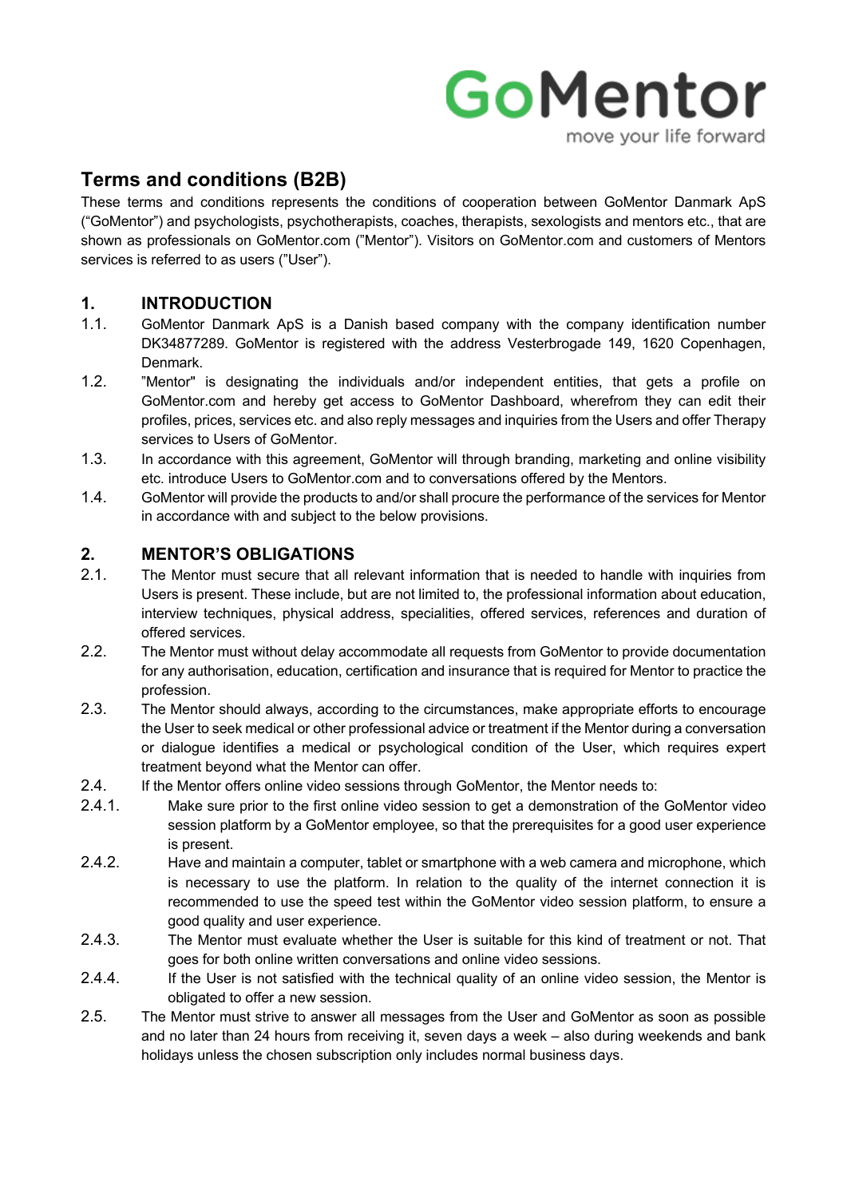GoMentor

move your life forward

# Terms and conditions (B2B)

These terms and conditions represents the conditions of cooperation between GoMentor Danmark ApS ("GoMentor") and psychologists, psychotherapists, coaches, therapists, sexologists and mentors etc., that are shown as professionals on GoMentor.com ("Mentor"). Visitors on GoMentor.com and customers of Mentors services is referred to as users ("User").

## 1. INTRODUCTION

1.1. GoMentor Danmark ApS is a Danish based company with the company identification number DK34877289. GoMentor is registered with the address Vesterbrogade 149, 1620 Copenhagen, Denmark.

1.2. "Mentor" is designating the individuals and/or independent entities, that gets a profile on GoMentor.com and hereby get access to GoMentor Dashboard, wherefrom they can edit their profiles, prices, services etc. and also reply messages and inquiries from the Users and offer Therapy services to Users of GoMentor.

1.3. In accordance with this agreement, GoMentor will through branding, marketing and online visibility etc. introduce Users to GoMentor.com and to conversations offered by the Mentors.

1.4. GoMentor will provide the products to and/or shall procure the performance of the services for Mentor in accordance with and subject to the below provisions.

## 2. MENTOR'S OBLIGATIONS

2.1. The Mentor must secure that all relevant information that is needed to handle with inquiries from Users is present. These include, but are not limited to, the professional information about education, interview techniques, physical address, specialities, offered services, references and duration of offered services.

2.2. The Mentor must without delay accommodate all requests from GoMentor to provide documentation for any authorisation, education, certification and insurance that is required for Mentor to practice the profession.

2.3. The Mentor should always, according to the circumstances, make appropriate efforts to encourage the User to seek medical or other professional advice or treatment if the Mentor during a conversation or dialogue identifies a medical or psychological condition of the User, which requires expert treatment beyond what the Mentor can offer.

2.4. If the Mentor offers online video sessions through GoMentor, the Mentor needs to:

2.4.1. Make sure prior to the first online video session to get a demonstration of the GoMentor video session platform by a GoMentor employee, so that the prerequisites for a good user experience is present.

2.4.2. Have and maintain a computer, tablet or smartphone with a web camera and microphone, which is necessary to use the platform. In relation to the quality of the internet connection it is recommended to use the speed test within the GoMentor video session platform, to ensure a good quality and user experience.

2.4.3. The Mentor must evaluate whether the User is suitable for this kind of treatment or not. That goes for both online written conversations and online video sessions.

2.4.4. If the User is not satisfied with the technical quality of an online video session, the Mentor is obligated to offer a new session.

2.5. The Mentor must strive to answer all messages from the User and GoMentor as soon as possible and no later than 24 hours from receiving it, seven days a week – also during weekends and bank holidays unless the chosen subscription only includes normal business days.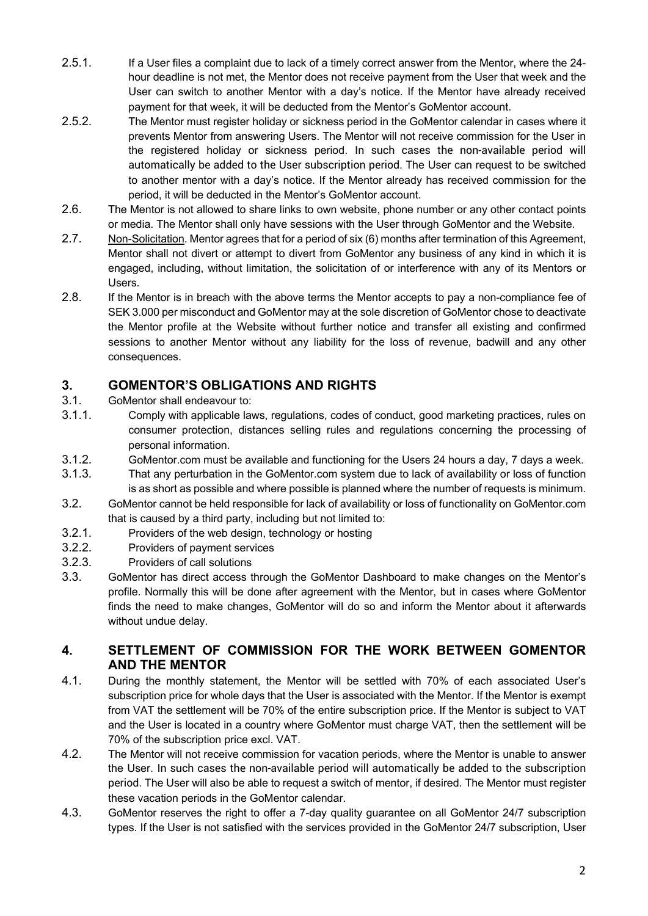2.5.1. If a User files a complaint due to lack of a timely correct answer from the Mentor, where the 24-hour deadline is not met, the Mentor does not receive payment from the User that week and the User can switch to another Mentor with a day's notice. If the Mentor have already received payment for that week, it will be deducted from the Mentor's GoMentor account.

2.5.2. The Mentor must register holiday or sickness period in the GoMentor calendar in cases where it prevents Mentor from answering Users. The Mentor will not receive commission for the User in the registered holiday or sickness period. In such cases the non-available period will automatically be added to the User subscription period. The User can request to be switched to another mentor with a day's notice. If the Mentor already has received commission for the period, it will be deducted in the Mentor's GoMentor account.

2.6. The Mentor is not allowed to share links to own website, phone number or any other contact points or media. The Mentor shall only have sessions with the User through GoMentor and the Website.

2.7. Non-Solicitation. Mentor agrees that for a period of six (6) months after termination of this Agreement, Mentor shall not divert or attempt to divert from GoMentor any business of any kind in which it is engaged, including, without limitation, the solicitation of or interference with any of its Mentors or Users.

2.8. If the Mentor is in breach with the above terms the Mentor accepts to pay a non-compliance fee of SEK 3.000 per misconduct and GoMentor may at the sole discretion of GoMentor chose to deactivate the Mentor profile at the Website without further notice and transfer all existing and confirmed sessions to another Mentor without any liability for the loss of revenue, badwill and any other consequences.

## 3. GOMENTOR'S OBLIGATIONS AND RIGHTS

3.1. GoMentor shall endeavour to:

3.1.1. Comply with applicable laws, regulations, codes of conduct, good marketing practices, rules on consumer protection, distances selling rules and regulations concerning the processing of personal information.

3.1.2. GoMentor.com must be available and functioning for the Users 24 hours a day, 7 days a week.

3.1.3. That any perturbation in the GoMentor.com system due to lack of availability or loss of function is as short as possible and where possible is planned where the number of requests is minimum.

3.2. GoMentor cannot be held responsible for lack of availability or loss of functionality on GoMentor.com that is caused by a third party, including but not limited to:

3.2.1. Providers of the web design, technology or hosting

3.2.2. Providers of payment services

3.2.3. Providers of call solutions

3.3. GoMentor has direct access through the GoMentor Dashboard to make changes on the Mentor's profile. Normally this will be done after agreement with the Mentor, but in cases where GoMentor finds the need to make changes, GoMentor will do so and inform the Mentor about it afterwards without undue delay.

## 4. SETTLEMENT OF COMMISSION FOR THE WORK BETWEEN GOMENTOR AND THE MENTOR

4.1. During the monthly statement, the Mentor will be settled with 70% of each associated User's subscription price for whole days that the User is associated with the Mentor. If the Mentor is exempt from VAT the settlement will be 70% of the entire subscription price. If the Mentor is subject to VAT and the User is located in a country where GoMentor must charge VAT, then the settlement will be 70% of the subscription price excl. VAT.

4.2. The Mentor will not receive commission for vacation periods, where the Mentor is unable to answer the User. In such cases the non-available period will automatically be added to the subscription period. The User will also be able to request a switch of mentor, if desired. The Mentor must register these vacation periods in the GoMentor calendar.

4.3. GoMentor reserves the right to offer a 7-day quality guarantee on all GoMentor 24/7 subscription types. If the User is not satisfied with the services provided in the GoMentor 24/7 subscription, User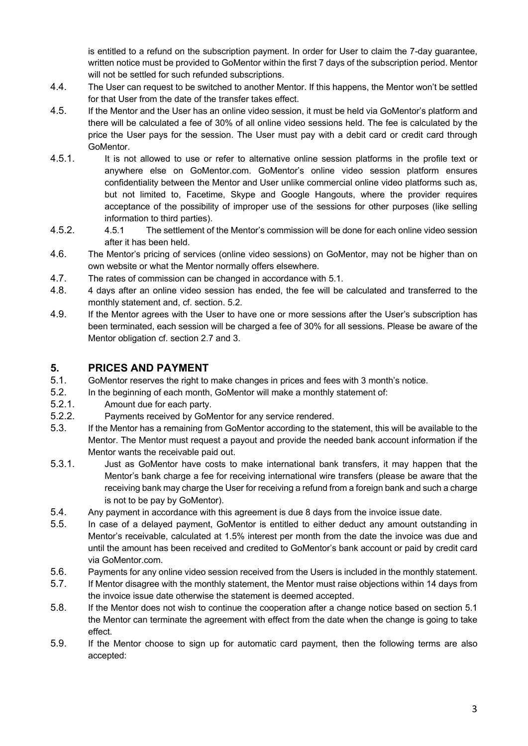is entitled to a refund on the subscription payment. In order for User to claim the 7-day guarantee, written notice must be provided to GoMentor within the first 7 days of the subscription period. Mentor will not be settled for such refunded subscriptions.

4.4. The User can request to be switched to another Mentor. If this happens, the Mentor won't be settled for that User from the date of the transfer takes effect.

4.5. If the Mentor and the User has an online video session, it must be held via GoMentor's platform and there will be calculated a fee of 30% of all online video sessions held. The fee is calculated by the price the User pays for the session. The User must pay with a debit card or credit card through GoMentor.

4.5.1. It is not allowed to use or refer to alternative online session platforms in the profile text or anywhere else on GoMentor.com. GoMentor's online video session platform ensures confidentiality between the Mentor and User unlike commercial online video platforms such as, but not limited to, Facetime, Skype and Google Hangouts, where the provider requires acceptance of the possibility of improper use of the sessions for other purposes (like selling information to third parties).

4.5.2. 4.5.1 The settlement of the Mentor's commission will be done for each online video session after it has been held.

4.6. The Mentor's pricing of services (online video sessions) on GoMentor, may not be higher than on own website or what the Mentor normally offers elsewhere.

4.7. The rates of commission can be changed in accordance with 5.1.

4.8. 4 days after an online video session has ended, the fee will be calculated and transferred to the monthly statement and, cf. section. 5.2.

4.9. If the Mentor agrees with the User to have one or more sessions after the User's subscription has been terminated, each session will be charged a fee of 30% for all sessions. Please be aware of the Mentor obligation cf. section 2.7 and 3.

## 5. PRICES AND PAYMENT

5.1. GoMentor reserves the right to make changes in prices and fees with 3 month's notice.

5.2. In the beginning of each month, GoMentor will make a monthly statement of:

5.2.1. Amount due for each party.

5.2.2. Payments received by GoMentor for any service rendered.

5.3. If the Mentor has a remaining from GoMentor according to the statement, this will be available to the Mentor. The Mentor must request a payout and provide the needed bank account information if the Mentor wants the receivable paid out.

5.3.1. Just as GoMentor have costs to make international bank transfers, it may happen that the Mentor's bank charge a fee for receiving international wire transfers (please be aware that the receiving bank may charge the User for receiving a refund from a foreign bank and such a charge is not to be pay by GoMentor).

5.4. Any payment in accordance with this agreement is due 8 days from the invoice issue date.

5.5. In case of a delayed payment, GoMentor is entitled to either deduct any amount outstanding in Mentor's receivable, calculated at 1.5% interest per month from the date the invoice was due and until the amount has been received and credited to GoMentor's bank account or paid by credit card via GoMentor.com.

5.6. Payments for any online video session received from the Users is included in the monthly statement.

5.7. If Mentor disagree with the monthly statement, the Mentor must raise objections within 14 days from the invoice issue date otherwise the statement is deemed accepted.

5.8. If the Mentor does not wish to continue the cooperation after a change notice based on section 5.1 the Mentor can terminate the agreement with effect from the date when the change is going to take effect.

5.9. If the Mentor choose to sign up for automatic card payment, then the following terms are also accepted: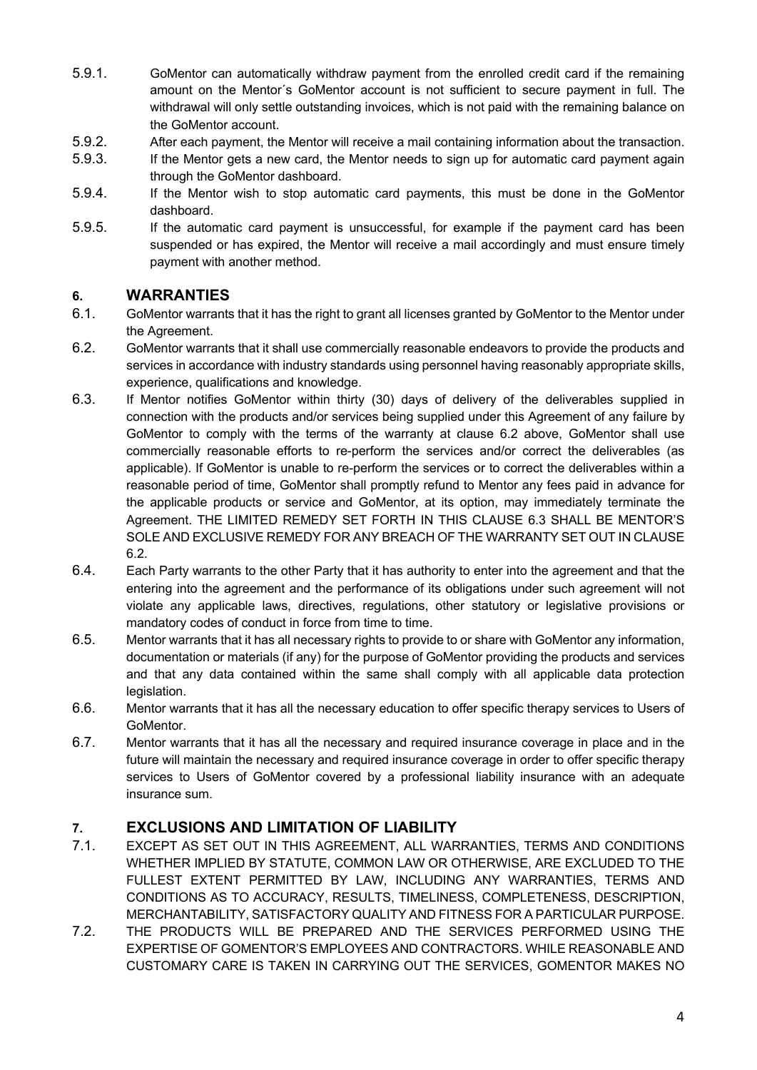5.9.1. GoMentor can automatically withdraw payment from the enrolled credit card if the remaining amount on the Mentor´s GoMentor account is not sufficient to secure payment in full. The withdrawal will only settle outstanding invoices, which is not paid with the remaining balance on the GoMentor account.

5.9.2. After each payment, the Mentor will receive a mail containing information about the transaction.

5.9.3. If the Mentor gets a new card, the Mentor needs to sign up for automatic card payment again through the GoMentor dashboard.

5.9.4. If the Mentor wish to stop automatic card payments, this must be done in the GoMentor dashboard.

5.9.5. If the automatic card payment is unsuccessful, for example if the payment card has been suspended or has expired, the Mentor will receive a mail accordingly and must ensure timely payment with another method.

## 6. WARRANTIES

6.1. GoMentor warrants that it has the right to grant all licenses granted by GoMentor to the Mentor under the Agreement.

6.2. GoMentor warrants that it shall use commercially reasonable endeavors to provide the products and services in accordance with industry standards using personnel having reasonably appropriate skills, experience, qualifications and knowledge.

6.3. If Mentor notifies GoMentor within thirty (30) days of delivery of the deliverables supplied in connection with the products and/or services being supplied under this Agreement of any failure by GoMentor to comply with the terms of the warranty at clause 6.2 above, GoMentor shall use commercially reasonable efforts to re-perform the services and/or correct the deliverables (as applicable). If GoMentor is unable to re-perform the services or to correct the deliverables within a reasonable period of time, GoMentor shall promptly refund to Mentor any fees paid in advance for the applicable products or service and GoMentor, at its option, may immediately terminate the Agreement. THE LIMITED REMEDY SET FORTH IN THIS CLAUSE 6.3 SHALL BE MENTOR'S SOLE AND EXCLUSIVE REMEDY FOR ANY BREACH OF THE WARRANTY SET OUT IN CLAUSE 6.2.

6.4. Each Party warrants to the other Party that it has authority to enter into the agreement and that the entering into the agreement and the performance of its obligations under such agreement will not violate any applicable laws, directives, regulations, other statutory or legislative provisions or mandatory codes of conduct in force from time to time.

6.5. Mentor warrants that it has all necessary rights to provide to or share with GoMentor any information, documentation or materials (if any) for the purpose of GoMentor providing the products and services and that any data contained within the same shall comply with all applicable data protection legislation.

6.6. Mentor warrants that it has all the necessary education to offer specific therapy services to Users of GoMentor.

6.7. Mentor warrants that it has all the necessary and required insurance coverage in place and in the future will maintain the necessary and required insurance coverage in order to offer specific therapy services to Users of GoMentor covered by a professional liability insurance with an adequate insurance sum.

## 7. EXCLUSIONS AND LIMITATION OF LIABILITY

7.1. EXCEPT AS SET OUT IN THIS AGREEMENT, ALL WARRANTIES, TERMS AND CONDITIONS WHETHER IMPLIED BY STATUTE, COMMON LAW OR OTHERWISE, ARE EXCLUDED TO THE FULLEST EXTENT PERMITTED BY LAW, INCLUDING ANY WARRANTIES, TERMS AND CONDITIONS AS TO ACCURACY, RESULTS, TIMELINESS, COMPLETENESS, DESCRIPTION, MERCHANTABILITY, SATISFACTORY QUALITY AND FITNESS FOR A PARTICULAR PURPOSE.

7.2. THE PRODUCTS WILL BE PREPARED AND THE SERVICES PERFORMED USING THE EXPERTISE OF GOMENTOR'S EMPLOYEES AND CONTRACTORS. WHILE REASONABLE AND CUSTOMARY CARE IS TAKEN IN CARRYING OUT THE SERVICES, GOMENTOR MAKES NO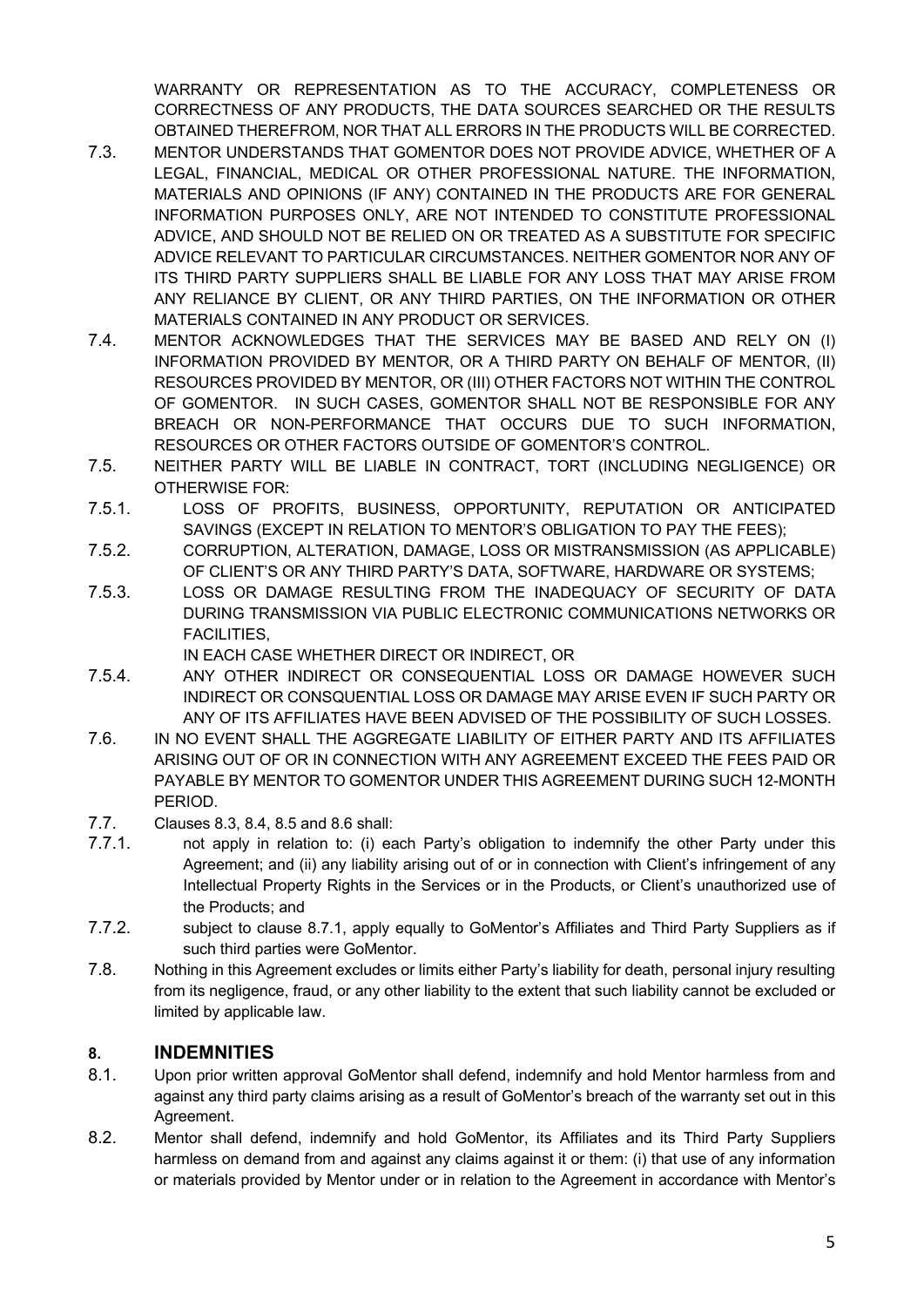WARRANTY OR REPRESENTATION AS TO THE ACCURACY, COMPLETENESS OR CORRECTNESS OF ANY PRODUCTS, THE DATA SOURCES SEARCHED OR THE RESULTS OBTAINED THEREFROM, NOR THAT ALL ERRORS IN THE PRODUCTS WILL BE CORRECTED.

7.3. MENTOR UNDERSTANDS THAT GOMENTOR DOES NOT PROVIDE ADVICE, WHETHER OF A LEGAL, FINANCIAL, MEDICAL OR OTHER PROFESSIONAL NATURE. THE INFORMATION, MATERIALS AND OPINIONS (IF ANY) CONTAINED IN THE PRODUCTS ARE FOR GENERAL INFORMATION PURPOSES ONLY, ARE NOT INTENDED TO CONSTITUTE PROFESSIONAL ADVICE, AND SHOULD NOT BE RELIED ON OR TREATED AS A SUBSTITUTE FOR SPECIFIC ADVICE RELEVANT TO PARTICULAR CIRCUMSTANCES. NEITHER GOMENTOR NOR ANY OF ITS THIRD PARTY SUPPLIERS SHALL BE LIABLE FOR ANY LOSS THAT MAY ARISE FROM ANY RELIANCE BY CLIENT, OR ANY THIRD PARTIES, ON THE INFORMATION OR OTHER MATERIALS CONTAINED IN ANY PRODUCT OR SERVICES.

7.4. MENTOR ACKNOWLEDGES THAT THE SERVICES MAY BE BASED AND RELY ON (I) INFORMATION PROVIDED BY MENTOR, OR A THIRD PARTY ON BEHALF OF MENTOR, (II) RESOURCES PROVIDED BY MENTOR, OR (III) OTHER FACTORS NOT WITHIN THE CONTROL OF GOMENTOR. IN SUCH CASES, GOMENTOR SHALL NOT BE RESPONSIBLE FOR ANY BREACH OR NON-PERFORMANCE THAT OCCURS DUE TO SUCH INFORMATION, RESOURCES OR OTHER FACTORS OUTSIDE OF GOMENTOR'S CONTROL.

7.5. NEITHER PARTY WILL BE LIABLE IN CONTRACT, TORT (INCLUDING NEGLIGENCE) OR OTHERWISE FOR:

7.5.1. LOSS OF PROFITS, BUSINESS, OPPORTUNITY, REPUTATION OR ANTICIPATED SAVINGS (EXCEPT IN RELATION TO MENTOR'S OBLIGATION TO PAY THE FEES);

7.5.2. CORRUPTION, ALTERATION, DAMAGE, LOSS OR MISTRANSMISSION (AS APPLICABLE) OF CLIENT'S OR ANY THIRD PARTY'S DATA, SOFTWARE, HARDWARE OR SYSTEMS;

7.5.3. LOSS OR DAMAGE RESULTING FROM THE INADEQUACY OF SECURITY OF DATA DURING TRANSMISSION VIA PUBLIC ELECTRONIC COMMUNICATIONS NETWORKS OR FACILITIES,

IN EACH CASE WHETHER DIRECT OR INDIRECT, OR

7.5.4. ANY OTHER INDIRECT OR CONSEQUENTIAL LOSS OR DAMAGE HOWEVER SUCH INDIRECT OR CONSQUENTIAL LOSS OR DAMAGE MAY ARISE EVEN IF SUCH PARTY OR ANY OF ITS AFFILIATES HAVE BEEN ADVISED OF THE POSSIBILITY OF SUCH LOSSES.

7.6. IN NO EVENT SHALL THE AGGREGATE LIABILITY OF EITHER PARTY AND ITS AFFILIATES ARISING OUT OF OR IN CONNECTION WITH ANY AGREEMENT EXCEED THE FEES PAID OR PAYABLE BY MENTOR TO GOMENTOR UNDER THIS AGREEMENT DURING SUCH 12-MONTH PERIOD.

7.7. Clauses 8.3, 8.4, 8.5 and 8.6 shall:

7.7.1. not apply in relation to: (i) each Party's obligation to indemnify the other Party under this Agreement; and (ii) any liability arising out of or in connection with Client's infringement of any Intellectual Property Rights in the Services or in the Products, or Client's unauthorized use of the Products; and

7.7.2. subject to clause 8.7.1, apply equally to GoMentor's Affiliates and Third Party Suppliers as if such third parties were GoMentor.

7.8. Nothing in this Agreement excludes or limits either Party's liability for death, personal injury resulting from its negligence, fraud, or any other liability to the extent that such liability cannot be excluded or limited by applicable law.

## 8. INDEMNITIES

8.1. Upon prior written approval GoMentor shall defend, indemnify and hold Mentor harmless from and against any third party claims arising as a result of GoMentor's breach of the warranty set out in this Agreement.

8.2. Mentor shall defend, indemnify and hold GoMentor, its Affiliates and its Third Party Suppliers harmless on demand from and against any claims against it or them: (i) that use of any information or materials provided by Mentor under or in relation to the Agreement in accordance with Mentor's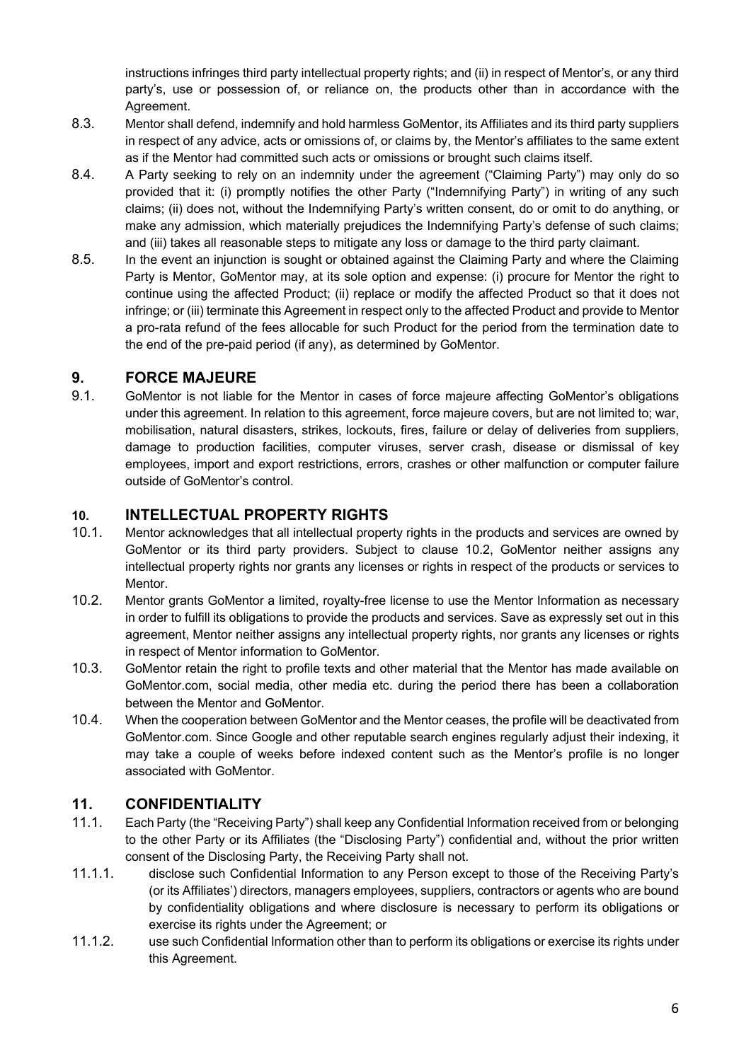instructions infringes third party intellectual property rights; and (ii) in respect of Mentor's, or any third party's, use or possession of, or reliance on, the products other than in accordance with the Agreement.

8.3. Mentor shall defend, indemnify and hold harmless GoMentor, its Affiliates and its third party suppliers in respect of any advice, acts or omissions of, or claims by, the Mentor's affiliates to the same extent as if the Mentor had committed such acts or omissions or brought such claims itself.

8.4. A Party seeking to rely on an indemnity under the agreement ("Claiming Party") may only do so provided that it: (i) promptly notifies the other Party ("Indemnifying Party") in writing of any such claims; (ii) does not, without the Indemnifying Party's written consent, do or omit to do anything, or make any admission, which materially prejudices the Indemnifying Party's defense of such claims; and (iii) takes all reasonable steps to mitigate any loss or damage to the third party claimant.

8.5. In the event an injunction is sought or obtained against the Claiming Party and where the Claiming Party is Mentor, GoMentor may, at its sole option and expense: (i) procure for Mentor the right to continue using the affected Product; (ii) replace or modify the affected Product so that it does not infringe; or (iii) terminate this Agreement in respect only to the affected Product and provide to Mentor a pro-rata refund of the fees allocable for such Product for the period from the termination date to the end of the pre-paid period (if any), as determined by GoMentor.

## 9. FORCE MAJEURE

9.1. GoMentor is not liable for the Mentor in cases of force majeure affecting GoMentor's obligations under this agreement. In relation to this agreement, force majeure covers, but are not limited to; war, mobilisation, natural disasters, strikes, lockouts, fires, failure or delay of deliveries from suppliers, damage to production facilities, computer viruses, server crash, disease or dismissal of key employees, import and export restrictions, errors, crashes or other malfunction or computer failure outside of GoMentor's control.

## 10. INTELLECTUAL PROPERTY RIGHTS

10.1. Mentor acknowledges that all intellectual property rights in the products and services are owned by GoMentor or its third party providers. Subject to clause 10.2, GoMentor neither assigns any intellectual property rights nor grants any licenses or rights in respect of the products or services to Mentor.

10.2. Mentor grants GoMentor a limited, royalty-free license to use the Mentor Information as necessary in order to fulfill its obligations to provide the products and services. Save as expressly set out in this agreement, Mentor neither assigns any intellectual property rights, nor grants any licenses or rights in respect of Mentor information to GoMentor.

10.3. GoMentor retain the right to profile texts and other material that the Mentor has made available on GoMentor.com, social media, other media etc. during the period there has been a collaboration between the Mentor and GoMentor.

10.4. When the cooperation between GoMentor and the Mentor ceases, the profile will be deactivated from GoMentor.com. Since Google and other reputable search engines regularly adjust their indexing, it may take a couple of weeks before indexed content such as the Mentor's profile is no longer associated with GoMentor.

## 11. CONFIDENTIALITY

11.1. Each Party (the "Receiving Party") shall keep any Confidential Information received from or belonging to the other Party or its Affiliates (the "Disclosing Party") confidential and, without the prior written consent of the Disclosing Party, the Receiving Party shall not.

11.1.1. disclose such Confidential Information to any Person except to those of the Receiving Party's (or its Affiliates') directors, managers employees, suppliers, contractors or agents who are bound by confidentiality obligations and where disclosure is necessary to perform its obligations or exercise its rights under the Agreement; or

11.1.2. use such Confidential Information other than to perform its obligations or exercise its rights under this Agreement.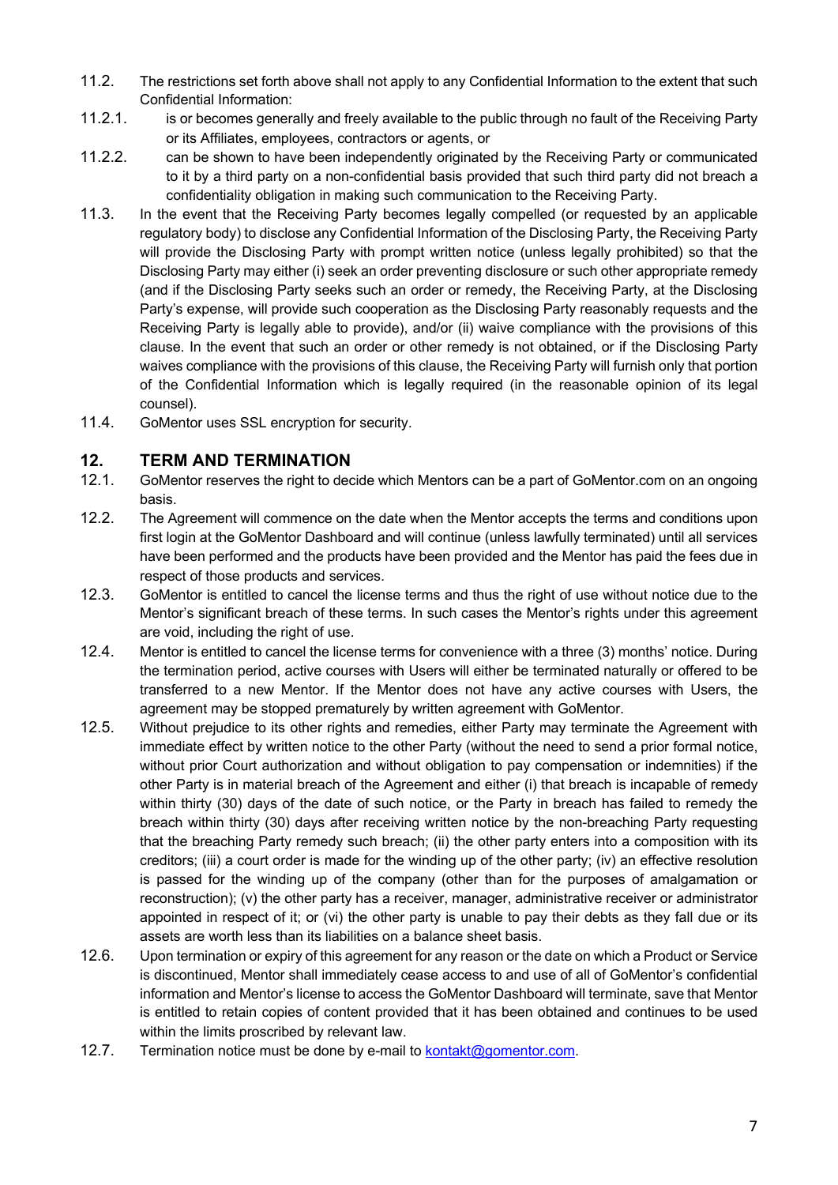11.2. The restrictions set forth above shall not apply to any Confidential Information to the extent that such Confidential Information:

11.2.1. is or becomes generally and freely available to the public through no fault of the Receiving Party or its Affiliates, employees, contractors or agents, or

11.2.2. can be shown to have been independently originated by the Receiving Party or communicated to it by a third party on a non-confidential basis provided that such third party did not breach a confidentiality obligation in making such communication to the Receiving Party.

11.3. In the event that the Receiving Party becomes legally compelled (or requested by an applicable regulatory body) to disclose any Confidential Information of the Disclosing Party, the Receiving Party will provide the Disclosing Party with prompt written notice (unless legally prohibited) so that the Disclosing Party may either (i) seek an order preventing disclosure or such other appropriate remedy (and if the Disclosing Party seeks such an order or remedy, the Receiving Party, at the Disclosing Party's expense, will provide such cooperation as the Disclosing Party reasonably requests and the Receiving Party is legally able to provide), and/or (ii) waive compliance with the provisions of this clause. In the event that such an order or other remedy is not obtained, or if the Disclosing Party waives compliance with the provisions of this clause, the Receiving Party will furnish only that portion of the Confidential Information which is legally required (in the reasonable opinion of its legal counsel).

11.4. GoMentor uses SSL encryption for security.

## 12. TERM AND TERMINATION

12.1. GoMentor reserves the right to decide which Mentors can be a part of GoMentor.com on an ongoing basis.

12.2. The Agreement will commence on the date when the Mentor accepts the terms and conditions upon first login at the GoMentor Dashboard and will continue (unless lawfully terminated) until all services have been performed and the products have been provided and the Mentor has paid the fees due in respect of those products and services.

12.3. GoMentor is entitled to cancel the license terms and thus the right of use without notice due to the Mentor's significant breach of these terms. In such cases the Mentor's rights under this agreement are void, including the right of use.

12.4. Mentor is entitled to cancel the license terms for convenience with a three (3) months' notice. During the termination period, active courses with Users will either be terminated naturally or offered to be transferred to a new Mentor. If the Mentor does not have any active courses with Users, the agreement may be stopped prematurely by written agreement with GoMentor.

12.5. Without prejudice to its other rights and remedies, either Party may terminate the Agreement with immediate effect by written notice to the other Party (without the need to send a prior formal notice, without prior Court authorization and without obligation to pay compensation or indemnities) if the other Party is in material breach of the Agreement and either (i) that breach is incapable of remedy within thirty (30) days of the date of such notice, or the Party in breach has failed to remedy the breach within thirty (30) days after receiving written notice by the non-breaching Party requesting that the breaching Party remedy such breach; (ii) the other party enters into a composition with its creditors; (iii) a court order is made for the winding up of the other party; (iv) an effective resolution is passed for the winding up of the company (other than for the purposes of amalgamation or reconstruction); (v) the other party has a receiver, manager, administrative receiver or administrator appointed in respect of it; or (vi) the other party is unable to pay their debts as they fall due or its assets are worth less than its liabilities on a balance sheet basis.

12.6. Upon termination or expiry of this agreement for any reason or the date on which a Product or Service is discontinued, Mentor shall immediately cease access to and use of all of GoMentor's confidential information and Mentor's license to access the GoMentor Dashboard will terminate, save that Mentor is entitled to retain copies of content provided that it has been obtained and continues to be used within the limits proscribed by relevant law.

12.7. Termination notice must be done by e-mail to [kontakt@gomentor.com](mailto:kontakt@gomentor.com).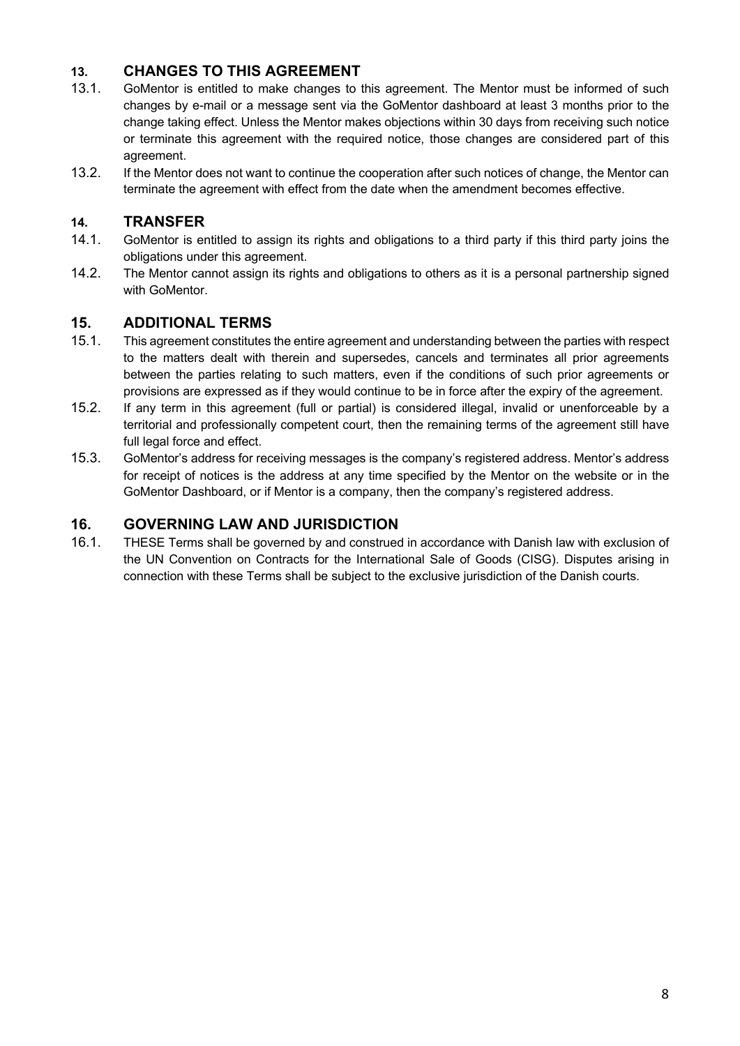## 13. CHANGES TO THIS AGREEMENT

13.1. GoMentor is entitled to make changes to this agreement. The Mentor must be informed of such changes by e-mail or a message sent via the GoMentor dashboard at least 3 months prior to the change taking effect. Unless the Mentor makes objections within 30 days from receiving such notice or terminate this agreement with the required notice, those changes are considered part of this agreement.

13.2. If the Mentor does not want to continue the cooperation after such notices of change, the Mentor can terminate the agreement with effect from the date when the amendment becomes effective.

## 14. TRANSFER

14.1. GoMentor is entitled to assign its rights and obligations to a third party if this third party joins the obligations under this agreement.

14.2. The Mentor cannot assign its rights and obligations to others as it is a personal partnership signed with GoMentor.

## 15. ADDITIONAL TERMS

15.1. This agreement constitutes the entire agreement and understanding between the parties with respect to the matters dealt with therein and supersedes, cancels and terminates all prior agreements between the parties relating to such matters, even if the conditions of such prior agreements or provisions are expressed as if they would continue to be in force after the expiry of the agreement.

15.2. If any term in this agreement (full or partial) is considered illegal, invalid or unenforceable by a territorial and professionally competent court, then the remaining terms of the agreement still have full legal force and effect.

15.3. GoMentor's address for receiving messages is the company's registered address. Mentor's address for receipt of notices is the address at any time specified by the Mentor on the website or in the GoMentor Dashboard, or if Mentor is a company, then the company's registered address.

## 16. GOVERNING LAW AND JURISDICTION

16.1. THESE Terms shall be governed by and construed in accordance with Danish law with exclusion of the UN Convention on Contracts for the International Sale of Goods (CISG). Disputes arising in connection with these Terms shall be subject to the exclusive jurisdiction of the Danish courts.